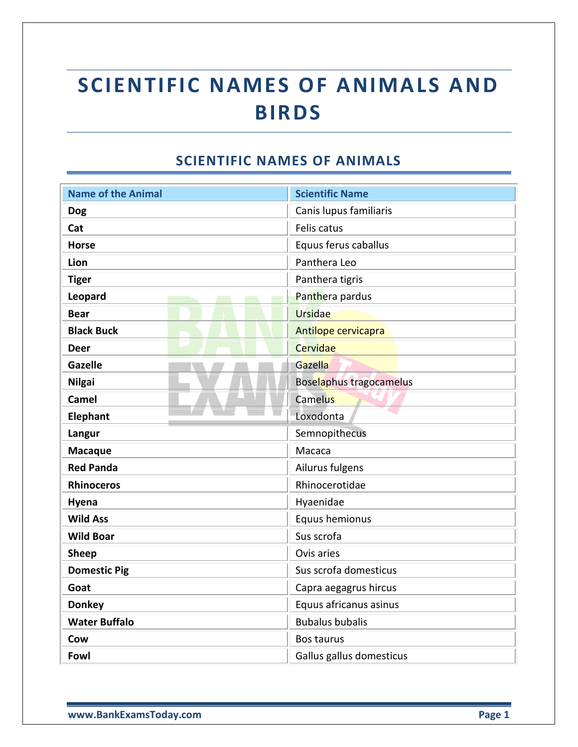# SCIENTIFIC NAMES OF ANIMALS AND BIRDS

## SCIENTIFIC NAMES OF ANIMALS

| Name of the Animal | Scientific Name |
|---|---|
| **Dog** | Canis lupus familiaris |
| **Cat** | Felis catus |
| **Horse** | Equus ferus caballus |
| **Lion** | Panthera Leo |
| **Tiger** | Panthera tigris |
| **Leopard** | Panthera pardus |
| **Bear** | Ursidae |
| **Black Buck** | Antilope cervicapra |
| **Deer** | Cervidae |
| **Gazelle** | Gazella |
| **Nilgai** | Boselaphus tragocamelus |
| **Camel** | Camelus |
| **Elephant** | Loxodonta |
| **Langur** | Semnopithecus |
| **Macaque** | Macaca |
| **Red Panda** | Ailurus fulgens |
| **Rhinoceros** | Rhinocerotidae |
| **Hyena** | Hyaenidae |
| **Wild Ass** | Equus hemionus |
| **Wild Boar** | Sus scrofa |
| **Sheep** | Ovis aries |
| **Domestic Pig** | Sus scrofa domesticus |
| **Goat** | Capra aegagrus hircus |
| **Donkey** | Equus africanus asinus |
| **Water Buffalo** | Bubalus bubalis |
| **Cow** | Bos taurus |
| **Fowl** | Gallus gallus domesticus |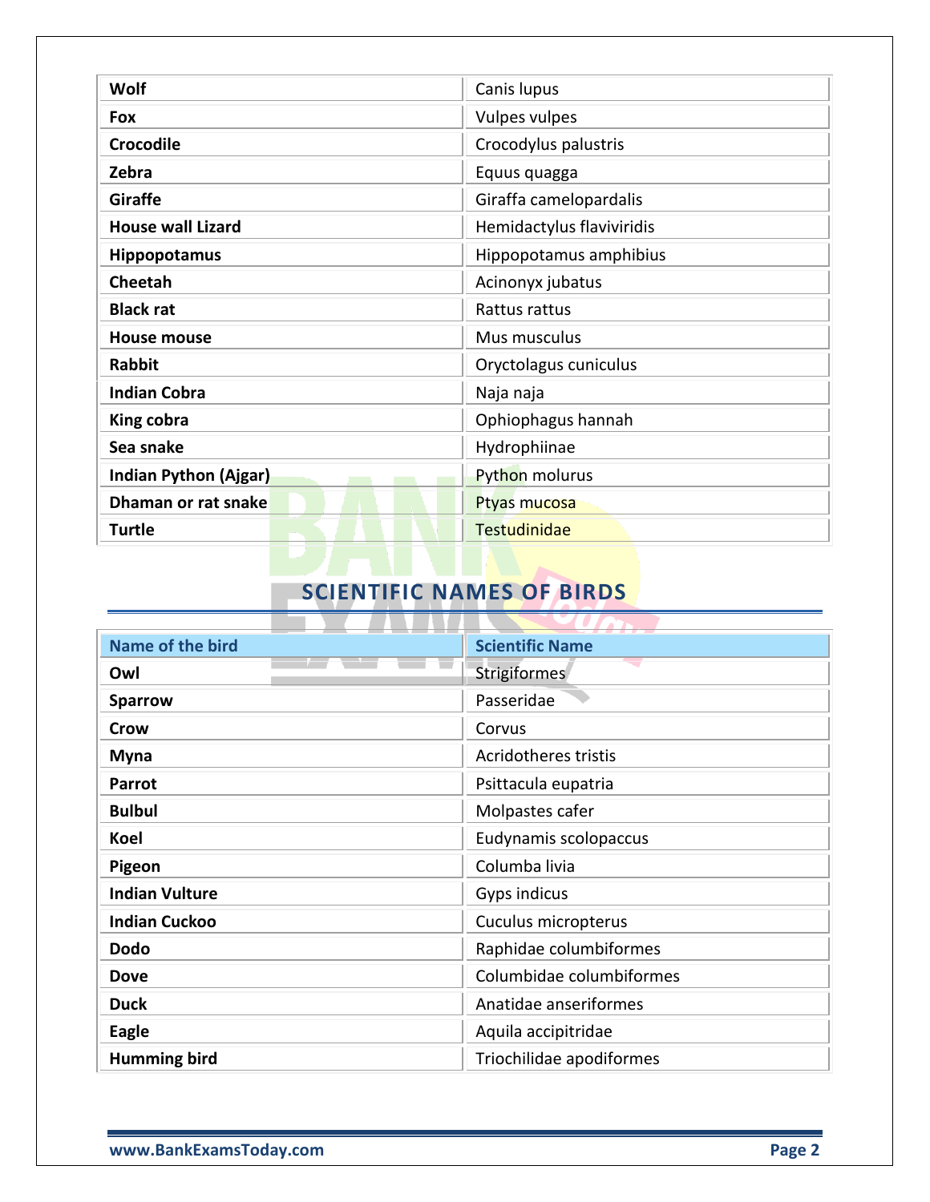| | |
|---|---|
| **Wolf** | Canis lupus |
| **Fox** | Vulpes vulpes |
| **Crocodile** | Crocodylus palustris |
| **Zebra** | Equus quagga |
| **Giraffe** | Giraffa camelopardalis |
| **House wall Lizard** | Hemidactylus flaviviridis |
| **Hippopotamus** | Hippopotamus amphibius |
| **Cheetah** | Acinonyx jubatus |
| **Black rat** | Rattus rattus |
| **House mouse** | Mus musculus |
| **Rabbit** | Oryctolagus cuniculus |
| **Indian Cobra** | Naja naja |
| **King cobra** | Ophiophagus hannah |
| **Sea snake** | Hydrophiinae |
| **Indian Python (Ajgar)** | Python molurus |
| **Dhaman or rat snake** | Ptyas mucosa |
| **Turtle** | Testudinidae |

## SCIENTIFIC NAMES OF BIRDS

| Name of the bird | Scientific Name |
|---|---|
| **Owl** | Strigiformes |
| **Sparrow** | Passeridae |
| **Crow** | Corvus |
| **Myna** | Acridotheres tristis |
| **Parrot** | Psittacula eupatria |
| **Bulbul** | Molpastes cafer |
| **Koel** | Eudynamis scolopaccus |
| **Pigeon** | Columba livia |
| **Indian Vulture** | Gyps indicus |
| **Indian Cuckoo** | Cuculus micropterus |
| **Dodo** | Raphidae columbiformes |
| **Dove** | Columbidae columbiformes |
| **Duck** | Anatidae anseriformes |
| **Eagle** | Aquila accipitridae |
| **Humming bird** | Triochilidae apodiformes |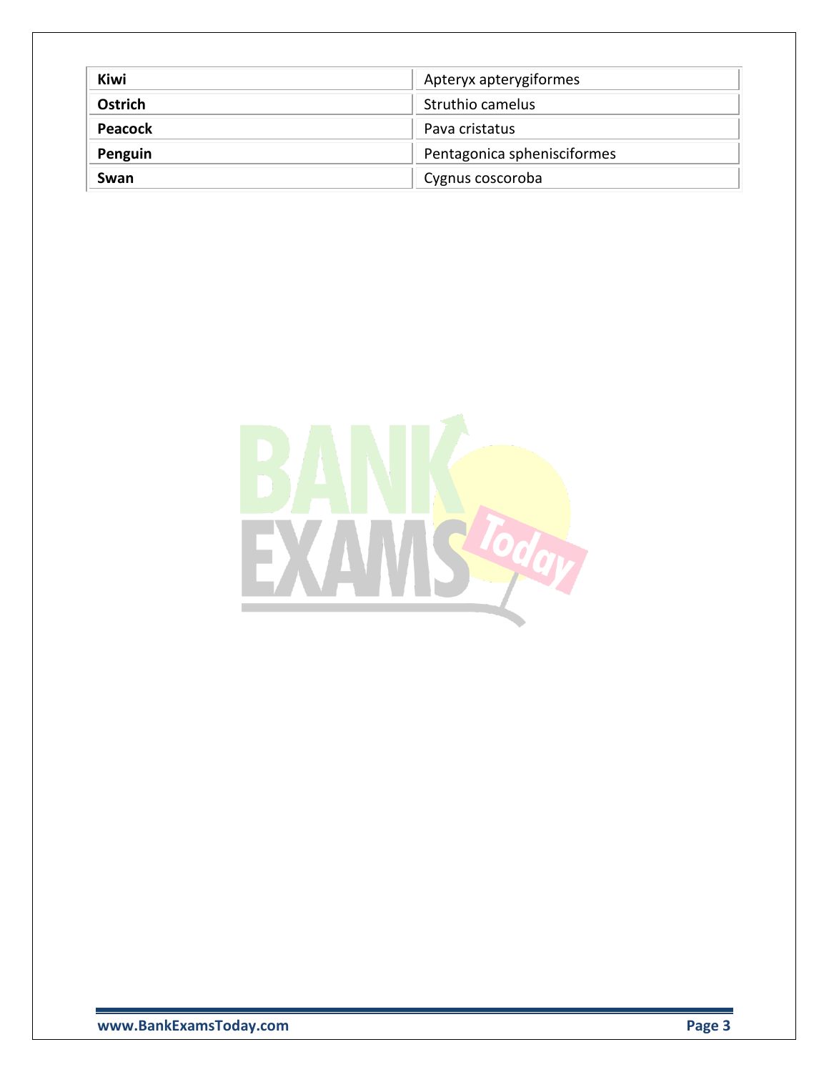| | |
|---|---|
| **Kiwi** | Apteryx apterygiformes |
| **Ostrich** | Struthio camelus |
| **Peacock** | Pava cristatus |
| **Penguin** | Pentagonica sphenisciformes |
| **Swan** | Cygnus coscoroba |